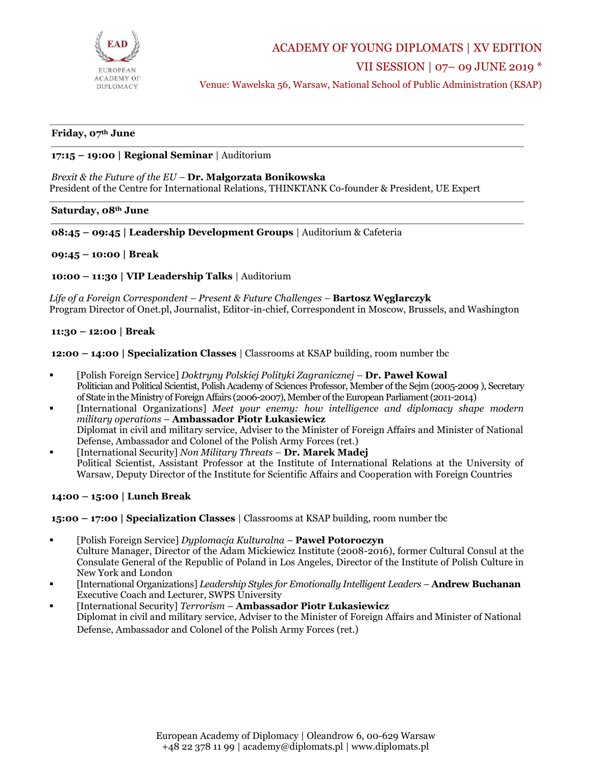EAD

EUROPEAN ACADEMY OF DIPLOMACY

# ACADEMY OF YOUNG DIPLOMATS | XV EDITION

## VII SESSION | 07– 09 JUNE 2019 *

Venue: Wawelska 56, Warsaw, National School of Public Administration (KSAP)

---

**Friday, 07th June**

---

**17:15 – 19:00 | Regional Seminar** | Auditorium

*Brexit & the Future of the EU* – **Dr. Małgorzata Bonikowska**
President of the Centre for International Relations, THINKTANK Co-founder & President, UE Expert

---

**Saturday, 08th June**

---

**08:45 – 09:45 | Leadership Development Groups** | Auditorium & Cafeteria

**09:45 – 10:00 | Break**

**10:00 – 11:30 | VIP Leadership Talks** | Auditorium

*Life of a Foreign Correspondent – Present & Future Challenges* – **Bartosz Węglarczyk**
Program Director of Onet.pl, Journalist, Editor-in-chief, Correspondent in Moscow, Brussels, and Washington

**11:30 – 12:00 | Break**

**12:00 – 14:00 | Specialization Classes** | Classrooms at KSAP building, room number tbc

- [Polish Foreign Service] *Doktryny Polskiej Polityki Zagranicznej* – **Dr. Paweł Kowal**
  Politician and Political Scientist, Polish Academy of Sciences Professor, Member of the Sejm (2005-2009 ), Secretary of State in the Ministry of Foreign Affairs (2006-2007), Member of the European Parliament (2011-2014)
- [International Organizations] *Meet your enemy: how intelligence and diplomacy shape modern military operations* – **Ambassador Piotr Łukasiewicz**
  Diplomat in civil and military service, Adviser to the Minister of Foreign Affairs and Minister of National Defense, Ambassador and Colonel of the Polish Army Forces (ret.)
- [International Security] *Non Military Threats* – **Dr. Marek Madej**
  Political Scientist, Assistant Professor at the Institute of International Relations at the University of Warsaw, Deputy Director of the Institute for Scientific Affairs and Cooperation with Foreign Countries

**14:00 – 15:00 | Lunch Break**

**15:00 – 17:00 | Specialization Classes** | Classrooms at KSAP building, room number tbc

- [Polish Foreign Service] *Dyplomacja Kulturalna* – **Paweł Potoroczyn**
  Culture Manager, Director of the Adam Mickiewicz Institute (2008-2016), former Cultural Consul at the Consulate General of the Republic of Poland in Los Angeles, Director of the Institute of Polish Culture in New York and London
- [International Organizations] *Leadership Styles for Emotionally Intelligent Leaders* – **Andrew Buchanan**
  Executive Coach and Lecturer, SWPS University
- [International Security] *Terrorism* – **Ambassador Piotr Łukasiewicz**
  Diplomat in civil and military service, Adviser to the Minister of Foreign Affairs and Minister of National Defense, Ambassador and Colonel of the Polish Army Forces (ret.)

European Academy of Diplomacy | Oleandrow 6, 00-629 Warsaw
+48 22 378 11 99 | academy@diplomats.pl | www.diplomats.pl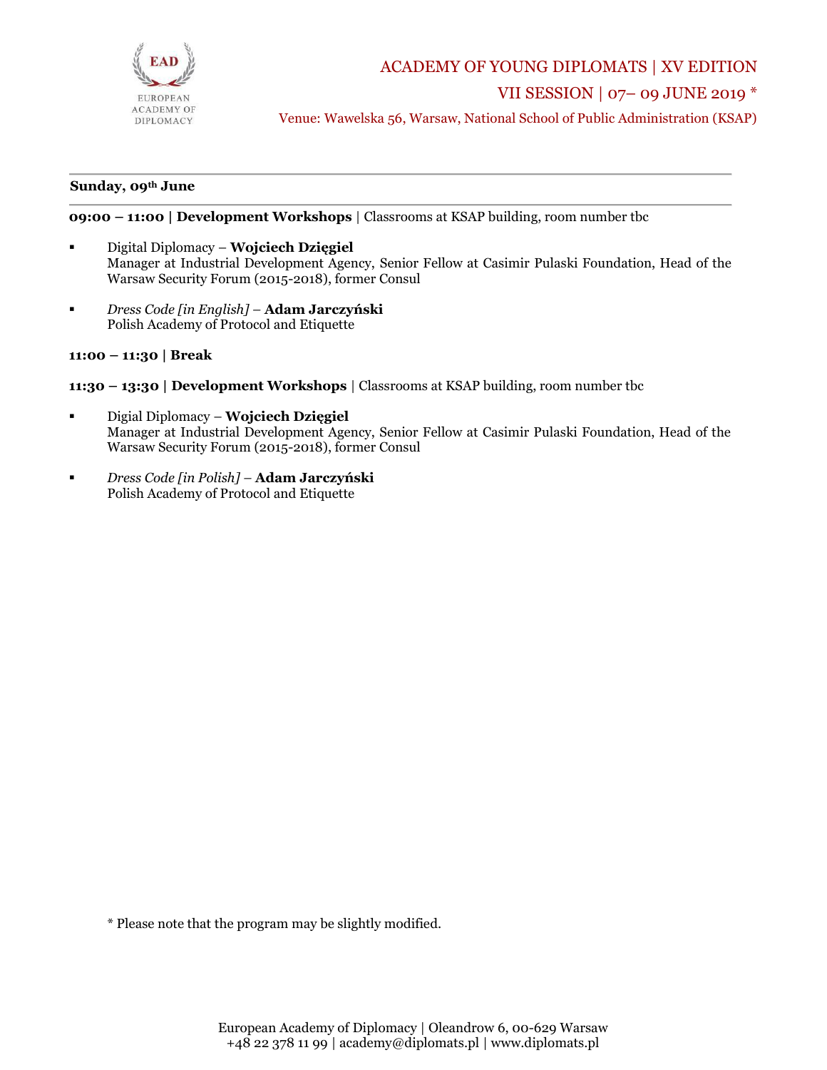# ACADEMY OF YOUNG DIPLOMATS | XV EDITION

## VII SESSION | 07– 09 JUNE 2019 *

Venue: Wawelska 56, Warsaw, National School of Public Administration (KSAP)

---

**Sunday, 09th June**

---

**09:00 – 11:00 | Development Workshops** | Classrooms at KSAP building, room number tbc

- Digital Diplomacy – **Wojciech Dzięgiel**
  Manager at Industrial Development Agency, Senior Fellow at Casimir Pulaski Foundation, Head of the Warsaw Security Forum (2015-2018), former Consul

- *Dress Code [in English]* – **Adam Jarczyński**
  Polish Academy of Protocol and Etiquette

**11:00 – 11:30 | Break**

**11:30 – 13:30 | Development Workshops** | Classrooms at KSAP building, room number tbc

- Digial Diplomacy – **Wojciech Dzięgiel**
  Manager at Industrial Development Agency, Senior Fellow at Casimir Pulaski Foundation, Head of the Warsaw Security Forum (2015-2018), former Consul

- *Dress Code [in Polish]* – **Adam Jarczyński**
  Polish Academy of Protocol and Etiquette

\* Please note that the program may be slightly modified.

European Academy of Diplomacy | Oleandrow 6, 00-629 Warsaw
+48 22 378 11 99 | academy@diplomats.pl | www.diplomats.pl